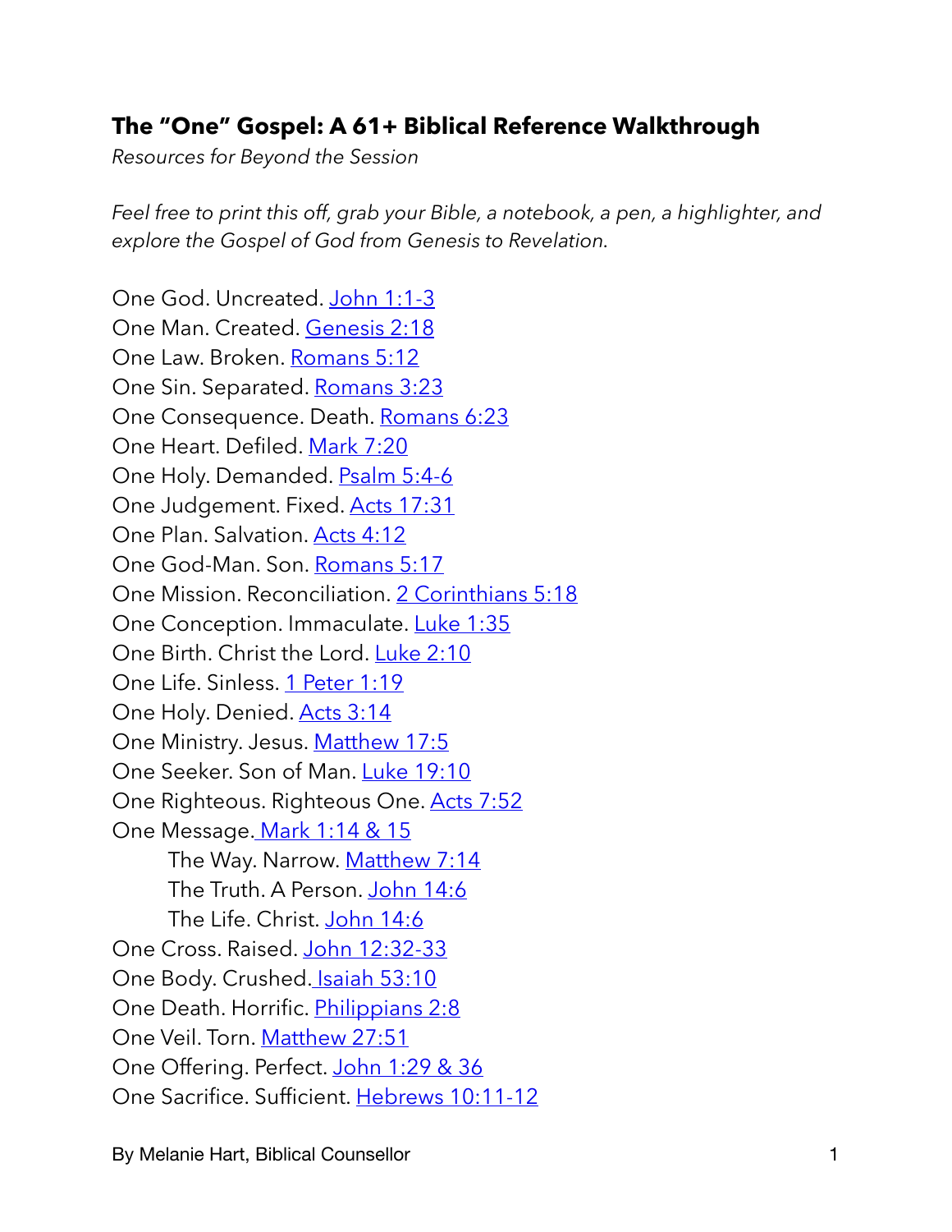## The "One" Gospel: A 61+ Biblical Reference Walkthrough

*Resources for Beyond the Session*

*Feel free to print this off, grab your Bible, a notebook, a pen, a highlighter, and explore the Gospel of God from Genesis to Revelation.*

One God. Uncreated. John 1:1-3  
One Man. Created. Genesis 2:18  
One Law. Broken. Romans 5:12  
One Sin. Separated. Romans 3:23  
One Consequence. Death. Romans 6:23  
One Heart. Defiled. Mark 7:20  
One Holy. Demanded. Psalm 5:4-6  
One Judgement. Fixed. Acts 17:31  
One Plan. Salvation. Acts 4:12  
One God-Man. Son. Romans 5:17  
One Mission. Reconciliation. 2 Corinthians 5:18  
One Conception. Immaculate. Luke 1:35  
One Birth. Christ the Lord. Luke 2:10  
One Life. Sinless. 1 Peter 1:19  
One Holy. Denied. Acts 3:14  
One Ministry. Jesus. Matthew 17:5  
One Seeker. Son of Man. Luke 19:10  
One Righteous. Righteous One. Acts 7:52  
One Message. Mark 1:14 & 15  
- The Way. Narrow. Matthew 7:14
- The Truth. A Person. John 14:6
- The Life. Christ. John 14:6

One Cross. Raised. John 12:32-33  
One Body. Crushed. Isaiah 53:10  
One Death. Horrific. Philippians 2:8  
One Veil. Torn. Matthew 27:51  
One Offering. Perfect. John 1:29 & 36  
One Sacrifice. Sufficient. Hebrews 10:11-12

By Melanie Hart, Biblical Counsellor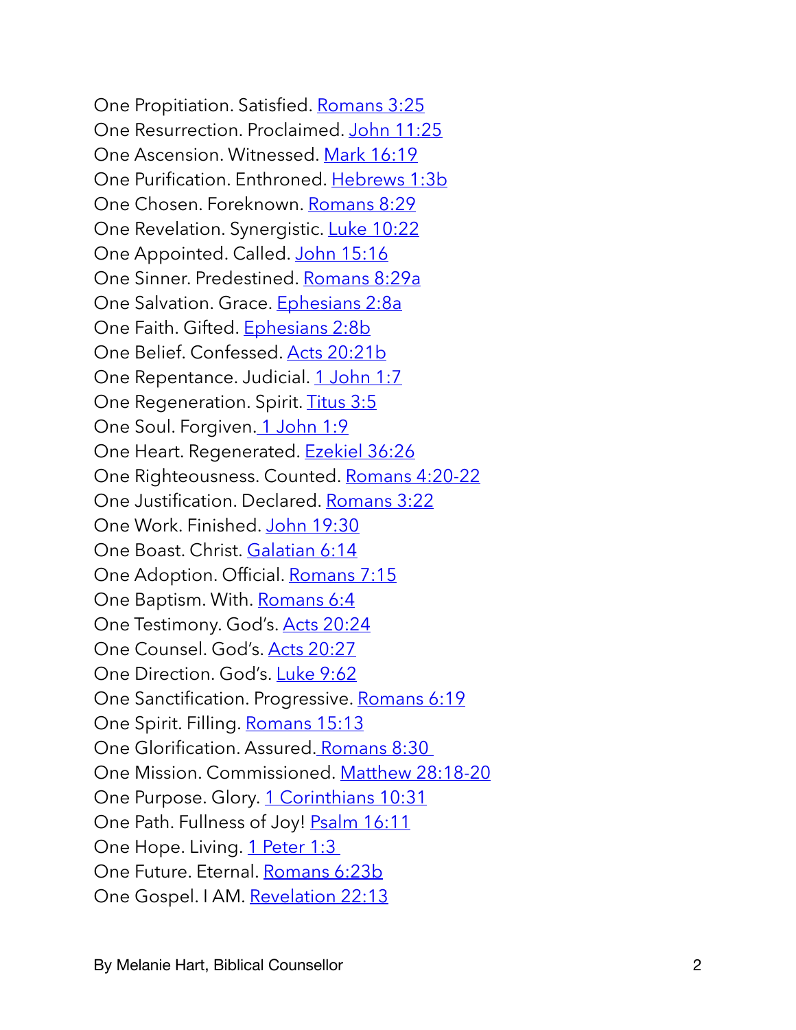One Propitiation. Satisfied. Romans 3:25
One Resurrection. Proclaimed. John 11:25
One Ascension. Witnessed. Mark 16:19
One Purification. Enthroned. Hebrews 1:3b
One Chosen. Foreknown. Romans 8:29
One Revelation. Synergistic. Luke 10:22
One Appointed. Called. John 15:16
One Sinner. Predestined. Romans 8:29a
One Salvation. Grace. Ephesians 2:8a
One Faith. Gifted. Ephesians 2:8b
One Belief. Confessed. Acts 20:21b
One Repentance. Judicial. 1 John 1:7
One Regeneration. Spirit. Titus 3:5
One Soul. Forgiven. 1 John 1:9
One Heart. Regenerated. Ezekiel 36:26
One Righteousness. Counted. Romans 4:20-22
One Justification. Declared. Romans 3:22
One Work. Finished. John 19:30
One Boast. Christ. Galatian 6:14
One Adoption. Official. Romans 7:15
One Baptism. With. Romans 6:4
One Testimony. God's. Acts 20:24
One Counsel. God's. Acts 20:27
One Direction. God's. Luke 9:62
One Sanctification. Progressive. Romans 6:19
One Spirit. Filling. Romans 15:13
One Glorification. Assured. Romans 8:30
One Mission. Commissioned. Matthew 28:18-20
One Purpose. Glory. 1 Corinthians 10:31
One Path. Fullness of Joy! Psalm 16:11
One Hope. Living. 1 Peter 1:3
One Future. Eternal. Romans 6:23b
One Gospel. I AM. Revelation 22:13

By Melanie Hart, Biblical Counsellor